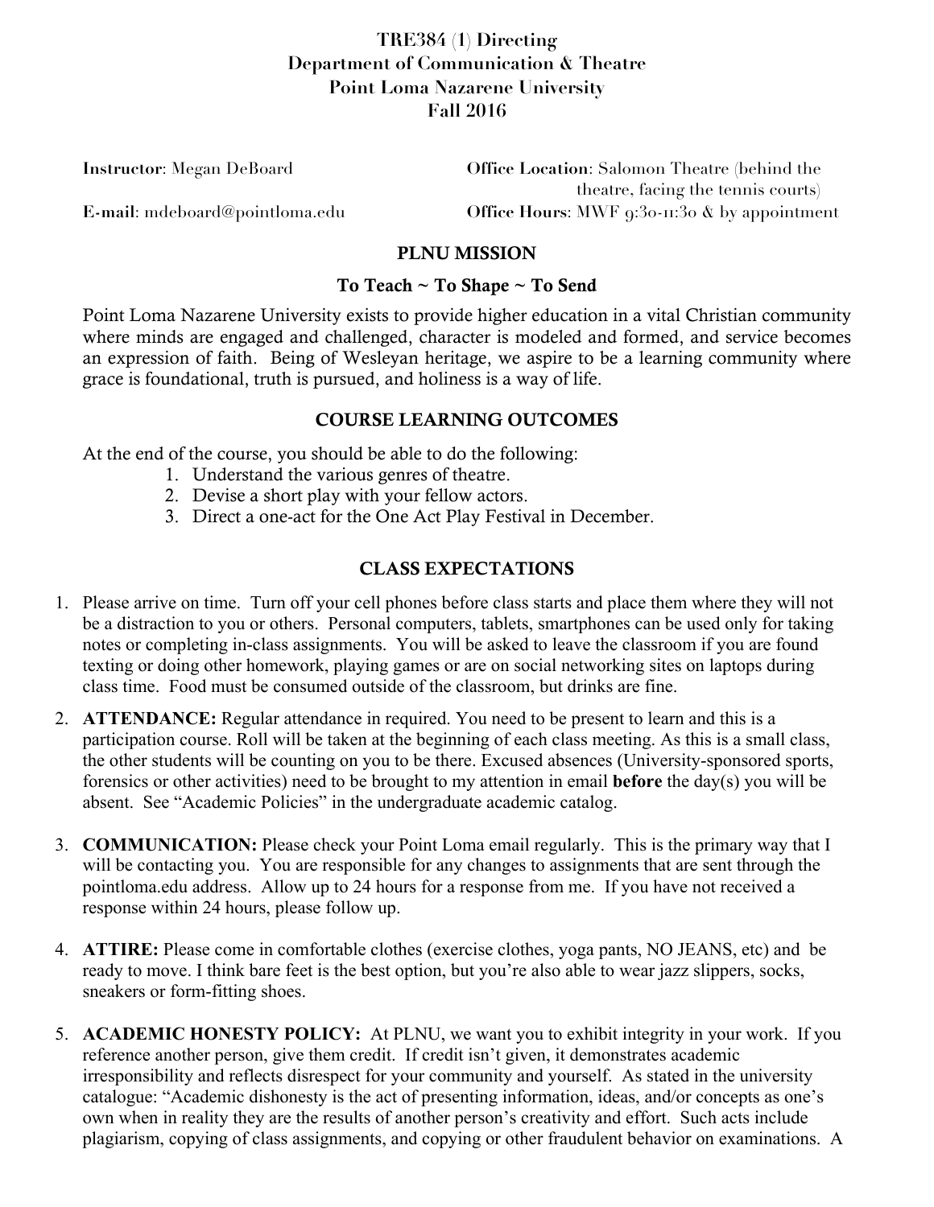# TRE384 (1) Directing
## Department of Communication & Theatre
## Point Loma Nazarene University
## Fall 2016

**Instructor**: Megan DeBoard

**E-mail**: mdeboard@pointloma.edu

**Office Location**: Salomon Theatre (behind the theatre, facing the tennis courts)

**Office Hours**: MWF 9:30-11:30 & by appointment

## PLNU MISSION

### To Teach ~ To Shape ~ To Send

Point Loma Nazarene University exists to provide higher education in a vital Christian community where minds are engaged and challenged, character is modeled and formed, and service becomes an expression of faith. Being of Wesleyan heritage, we aspire to be a learning community where grace is foundational, truth is pursued, and holiness is a way of life.

## COURSE LEARNING OUTCOMES

At the end of the course, you should be able to do the following:

1. Understand the various genres of theatre.
2. Devise a short play with your fellow actors.
3. Direct a one-act for the One Act Play Festival in December.

## CLASS EXPECTATIONS

1. Please arrive on time. Turn off your cell phones before class starts and place them where they will not be a distraction to you or others. Personal computers, tablets, smartphones can be used only for taking notes or completing in-class assignments. You will be asked to leave the classroom if you are found texting or doing other homework, playing games or are on social networking sites on laptops during class time. Food must be consumed outside of the classroom, but drinks are fine.
2. **ATTENDANCE:** Regular attendance in required. You need to be present to learn and this is a participation course. Roll will be taken at the beginning of each class meeting. As this is a small class, the other students will be counting on you to be there. Excused absences (University-sponsored sports, forensics or other activities) need to be brought to my attention in email **before** the day(s) you will be absent. See "Academic Policies" in the undergraduate academic catalog.
3. **COMMUNICATION:** Please check your Point Loma email regularly. This is the primary way that I will be contacting you. You are responsible for any changes to assignments that are sent through the pointloma.edu address. Allow up to 24 hours for a response from me. If you have not received a response within 24 hours, please follow up.
4. **ATTIRE:** Please come in comfortable clothes (exercise clothes, yoga pants, NO JEANS, etc) and be ready to move. I think bare feet is the best option, but you're also able to wear jazz slippers, socks, sneakers or form-fitting shoes.
5. **ACADEMIC HONESTY POLICY:** At PLNU, we want you to exhibit integrity in your work. If you reference another person, give them credit. If credit isn't given, it demonstrates academic irresponsibility and reflects disrespect for your community and yourself. As stated in the university catalogue: "Academic dishonesty is the act of presenting information, ideas, and/or concepts as one's own when in reality they are the results of another person's creativity and effort. Such acts include plagiarism, copying of class assignments, and copying or other fraudulent behavior on examinations. A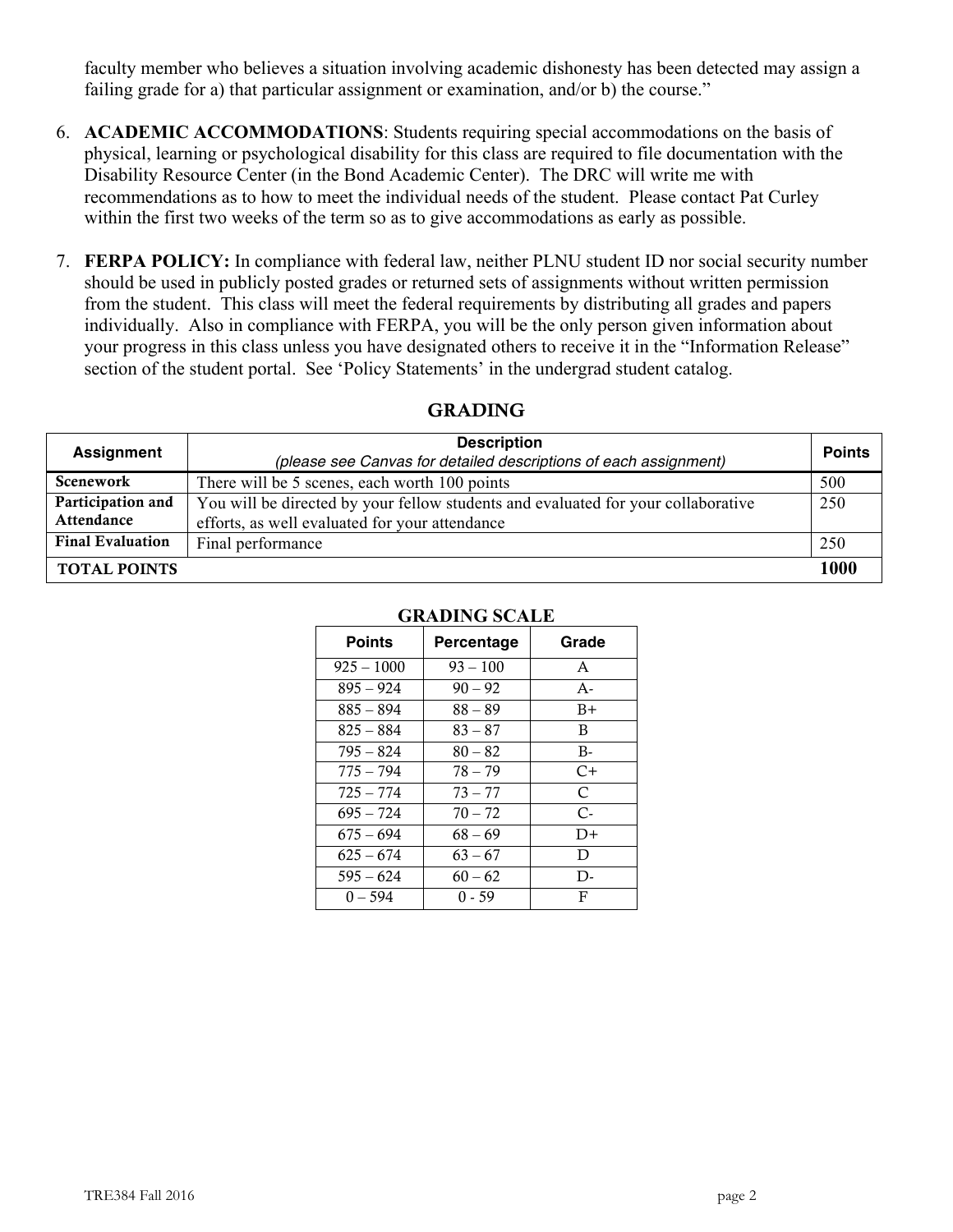faculty member who believes a situation involving academic dishonesty has been detected may assign a failing grade for a) that particular assignment or examination, and/or b) the course."

6. **ACADEMIC ACCOMMODATIONS**: Students requiring special accommodations on the basis of physical, learning or psychological disability for this class are required to file documentation with the Disability Resource Center (in the Bond Academic Center). The DRC will write me with recommendations as to how to meet the individual needs of the student. Please contact Pat Curley within the first two weeks of the term so as to give accommodations as early as possible.

7. **FERPA POLICY:** In compliance with federal law, neither PLNU student ID nor social security number should be used in publicly posted grades or returned sets of assignments without written permission from the student. This class will meet the federal requirements by distributing all grades and papers individually. Also in compliance with FERPA, you will be the only person given information about your progress in this class unless you have designated others to receive it in the "Information Release" section of the student portal. See 'Policy Statements' in the undergrad student catalog.

## GRADING

| Assignment | Description *(please see Canvas for detailed descriptions of each assignment)* | Points |
|---|---|---|
| **Scenework** | There will be 5 scenes, each worth 100 points | 500 |
| **Participation and Attendance** | You will be directed by your fellow students and evaluated for your collaborative efforts, as well evaluated for your attendance | 250 |
| **Final Evaluation** | Final performance | 250 |
| **TOTAL POINTS** | | **1000** |

## GRADING SCALE

| Points | Percentage | Grade |
|---|---|---|
| 925 – 1000 | 93 – 100 | A |
| 895 – 924 | 90 – 92 | A- |
| 885 – 894 | 88 – 89 | B+ |
| 825 – 884 | 83 – 87 | B |
| 795 – 824 | 80 – 82 | B- |
| 775 – 794 | 78 – 79 | C+ |
| 725 – 774 | 73 – 77 | C |
| 695 – 724 | 70 – 72 | C- |
| 675 – 694 | 68 – 69 | D+ |
| 625 – 674 | 63 – 67 | D |
| 595 – 624 | 60 – 62 | D- |
| 0 – 594 | 0 - 59 | F |